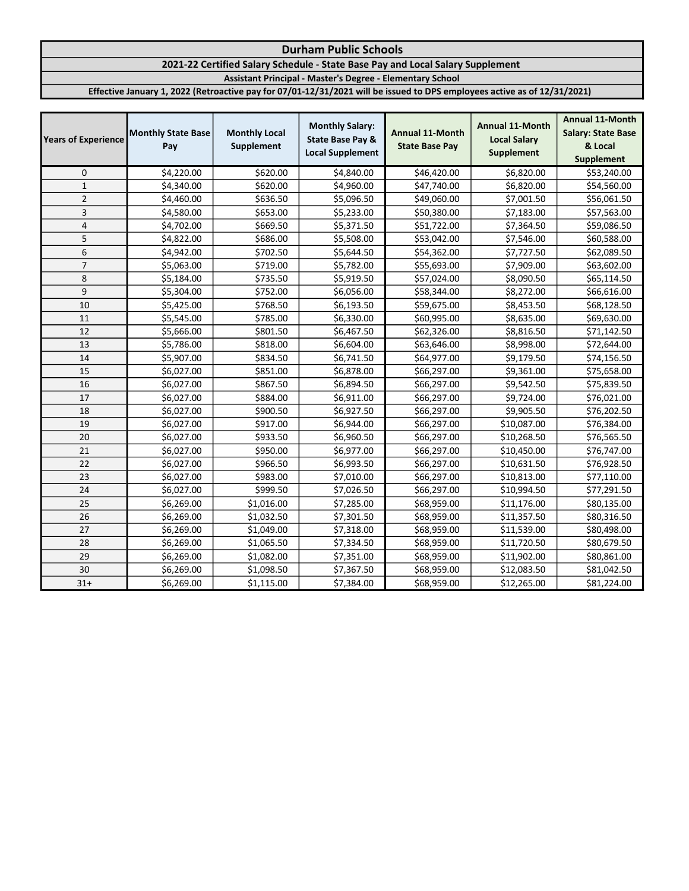# Durham Public Schools

## 2021-22 Certified Salary Schedule - State Base Pay and Local Salary Supplement

### Assistant Principal - Master's Degree - Elementary School

**Effective January 1, 2022 (Retroactive pay for 07/01-12/31/2021 will be issued to DPS employees active as of 12/31/2021)**

| Years of Experience | Monthly State Base Pay | Monthly Local Supplement | Monthly Salary: State Base Pay & Local Supplement | Annual 11-Month State Base Pay | Annual 11-Month Local Salary Supplement | Annual 11-Month Salary: State Base & Local Supplement |
|---|---|---|---|---|---|---|
| 0 | $4,220.00 | $620.00 | $4,840.00 | $46,420.00 | $6,820.00 | $53,240.00 |
| 1 | $4,340.00 | $620.00 | $4,960.00 | $47,740.00 | $6,820.00 | $54,560.00 |
| 2 | $4,460.00 | $636.50 | $5,096.50 | $49,060.00 | $7,001.50 | $56,061.50 |
| 3 | $4,580.00 | $653.00 | $5,233.00 | $50,380.00 | $7,183.00 | $57,563.00 |
| 4 | $4,702.00 | $669.50 | $5,371.50 | $51,722.00 | $7,364.50 | $59,086.50 |
| 5 | $4,822.00 | $686.00 | $5,508.00 | $53,042.00 | $7,546.00 | $60,588.00 |
| 6 | $4,942.00 | $702.50 | $5,644.50 | $54,362.00 | $7,727.50 | $62,089.50 |
| 7 | $5,063.00 | $719.00 | $5,782.00 | $55,693.00 | $7,909.00 | $63,602.00 |
| 8 | $5,184.00 | $735.50 | $5,919.50 | $57,024.00 | $8,090.50 | $65,114.50 |
| 9 | $5,304.00 | $752.00 | $6,056.00 | $58,344.00 | $8,272.00 | $66,616.00 |
| 10 | $5,425.00 | $768.50 | $6,193.50 | $59,675.00 | $8,453.50 | $68,128.50 |
| 11 | $5,545.00 | $785.00 | $6,330.00 | $60,995.00 | $8,635.00 | $69,630.00 |
| 12 | $5,666.00 | $801.50 | $6,467.50 | $62,326.00 | $8,816.50 | $71,142.50 |
| 13 | $5,786.00 | $818.00 | $6,604.00 | $63,646.00 | $8,998.00 | $72,644.00 |
| 14 | $5,907.00 | $834.50 | $6,741.50 | $64,977.00 | $9,179.50 | $74,156.50 |
| 15 | $6,027.00 | $851.00 | $6,878.00 | $66,297.00 | $9,361.00 | $75,658.00 |
| 16 | $6,027.00 | $867.50 | $6,894.50 | $66,297.00 | $9,542.50 | $75,839.50 |
| 17 | $6,027.00 | $884.00 | $6,911.00 | $66,297.00 | $9,724.00 | $76,021.00 |
| 18 | $6,027.00 | $900.50 | $6,927.50 | $66,297.00 | $9,905.50 | $76,202.50 |
| 19 | $6,027.00 | $917.00 | $6,944.00 | $66,297.00 | $10,087.00 | $76,384.00 |
| 20 | $6,027.00 | $933.50 | $6,960.50 | $66,297.00 | $10,268.50 | $76,565.50 |
| 21 | $6,027.00 | $950.00 | $6,977.00 | $66,297.00 | $10,450.00 | $76,747.00 |
| 22 | $6,027.00 | $966.50 | $6,993.50 | $66,297.00 | $10,631.50 | $76,928.50 |
| 23 | $6,027.00 | $983.00 | $7,010.00 | $66,297.00 | $10,813.00 | $77,110.00 |
| 24 | $6,027.00 | $999.50 | $7,026.50 | $66,297.00 | $10,994.50 | $77,291.50 |
| 25 | $6,269.00 | $1,016.00 | $7,285.00 | $68,959.00 | $11,176.00 | $80,135.00 |
| 26 | $6,269.00 | $1,032.50 | $7,301.50 | $68,959.00 | $11,357.50 | $80,316.50 |
| 27 | $6,269.00 | $1,049.00 | $7,318.00 | $68,959.00 | $11,539.00 | $80,498.00 |
| 28 | $6,269.00 | $1,065.50 | $7,334.50 | $68,959.00 | $11,720.50 | $80,679.50 |
| 29 | $6,269.00 | $1,082.00 | $7,351.00 | $68,959.00 | $11,902.00 | $80,861.00 |
| 30 | $6,269.00 | $1,098.50 | $7,367.50 | $68,959.00 | $12,083.50 | $81,042.50 |
| 31+ | $6,269.00 | $1,115.00 | $7,384.00 | $68,959.00 | $12,265.00 | $81,224.00 |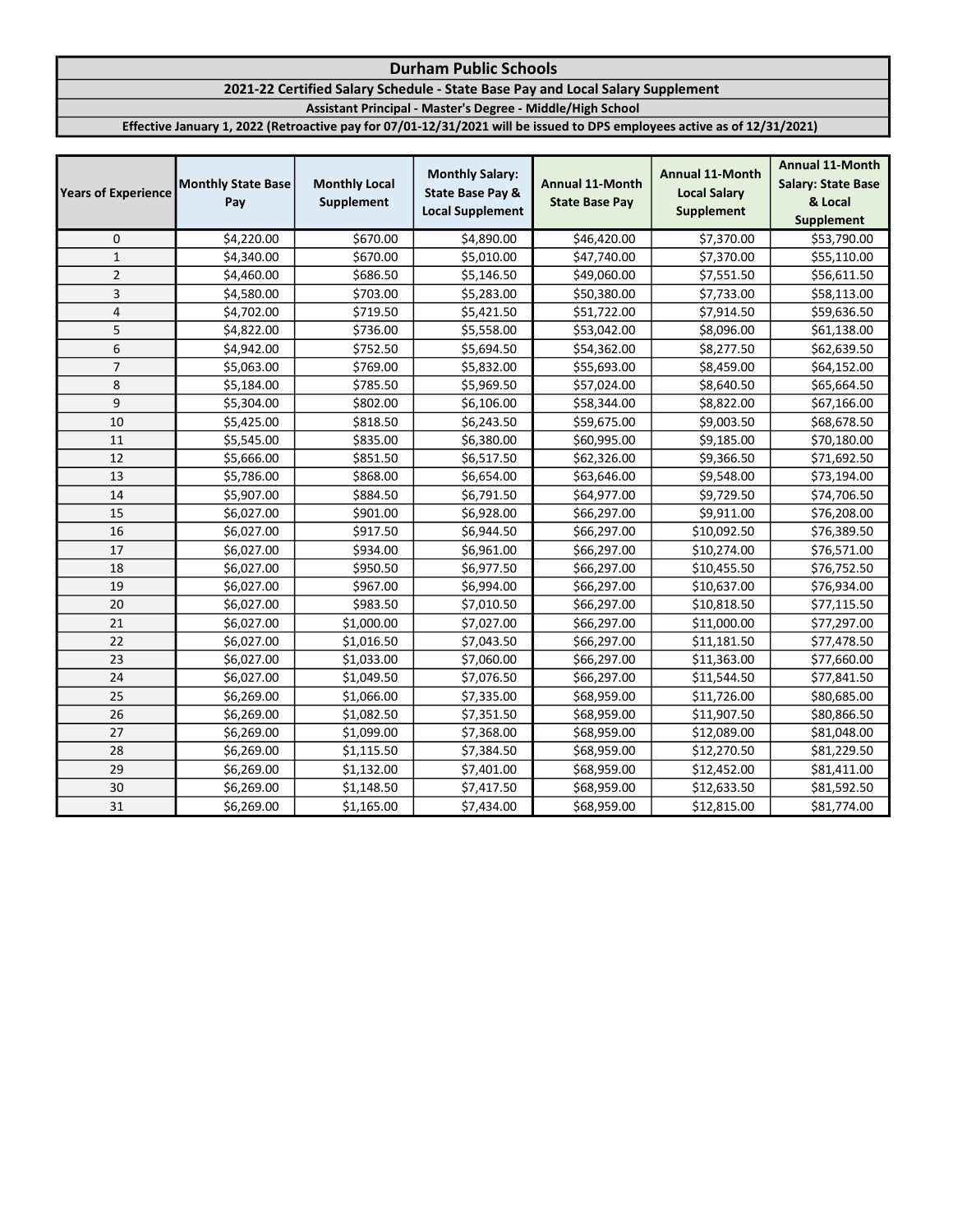# Durham Public Schools

## 2021-22 Certified Salary Schedule - State Base Pay and Local Salary Supplement

### Assistant Principal - Master's Degree - Middle/High School

**Effective January 1, 2022 (Retroactive pay for 07/01-12/31/2021 will be issued to DPS employees active as of 12/31/2021)**

| Years of Experience | Monthly State Base Pay | Monthly Local Supplement | Monthly Salary: State Base Pay & Local Supplement | Annual 11-Month State Base Pay | Annual 11-Month Local Salary Supplement | Annual 11-Month Salary: State Base & Local Supplement |
|---|---|---|---|---|---|---|
| 0 | $4,220.00 | $670.00 | $4,890.00 | $46,420.00 | $7,370.00 | $53,790.00 |
| 1 | $4,340.00 | $670.00 | $5,010.00 | $47,740.00 | $7,370.00 | $55,110.00 |
| 2 | $4,460.00 | $686.50 | $5,146.50 | $49,060.00 | $7,551.50 | $56,611.50 |
| 3 | $4,580.00 | $703.00 | $5,283.00 | $50,380.00 | $7,733.00 | $58,113.00 |
| 4 | $4,702.00 | $719.50 | $5,421.50 | $51,722.00 | $7,914.50 | $59,636.50 |
| 5 | $4,822.00 | $736.00 | $5,558.00 | $53,042.00 | $8,096.00 | $61,138.00 |
| 6 | $4,942.00 | $752.50 | $5,694.50 | $54,362.00 | $8,277.50 | $62,639.50 |
| 7 | $5,063.00 | $769.00 | $5,832.00 | $55,693.00 | $8,459.00 | $64,152.00 |
| 8 | $5,184.00 | $785.50 | $5,969.50 | $57,024.00 | $8,640.50 | $65,664.50 |
| 9 | $5,304.00 | $802.00 | $6,106.00 | $58,344.00 | $8,822.00 | $67,166.00 |
| 10 | $5,425.00 | $818.50 | $6,243.50 | $59,675.00 | $9,003.50 | $68,678.50 |
| 11 | $5,545.00 | $835.00 | $6,380.00 | $60,995.00 | $9,185.00 | $70,180.00 |
| 12 | $5,666.00 | $851.50 | $6,517.50 | $62,326.00 | $9,366.50 | $71,692.50 |
| 13 | $5,786.00 | $868.00 | $6,654.00 | $63,646.00 | $9,548.00 | $73,194.00 |
| 14 | $5,907.00 | $884.50 | $6,791.50 | $64,977.00 | $9,729.50 | $74,706.50 |
| 15 | $6,027.00 | $901.00 | $6,928.00 | $66,297.00 | $9,911.00 | $76,208.00 |
| 16 | $6,027.00 | $917.50 | $6,944.50 | $66,297.00 | $10,092.50 | $76,389.50 |
| 17 | $6,027.00 | $934.00 | $6,961.00 | $66,297.00 | $10,274.00 | $76,571.00 |
| 18 | $6,027.00 | $950.50 | $6,977.50 | $66,297.00 | $10,455.50 | $76,752.50 |
| 19 | $6,027.00 | $967.00 | $6,994.00 | $66,297.00 | $10,637.00 | $76,934.00 |
| 20 | $6,027.00 | $983.50 | $7,010.50 | $66,297.00 | $10,818.50 | $77,115.50 |
| 21 | $6,027.00 | $1,000.00 | $7,027.00 | $66,297.00 | $11,000.00 | $77,297.00 |
| 22 | $6,027.00 | $1,016.50 | $7,043.50 | $66,297.00 | $11,181.50 | $77,478.50 |
| 23 | $6,027.00 | $1,033.00 | $7,060.00 | $66,297.00 | $11,363.00 | $77,660.00 |
| 24 | $6,027.00 | $1,049.50 | $7,076.50 | $66,297.00 | $11,544.50 | $77,841.50 |
| 25 | $6,269.00 | $1,066.00 | $7,335.00 | $68,959.00 | $11,726.00 | $80,685.00 |
| 26 | $6,269.00 | $1,082.50 | $7,351.50 | $68,959.00 | $11,907.50 | $80,866.50 |
| 27 | $6,269.00 | $1,099.00 | $7,368.00 | $68,959.00 | $12,089.00 | $81,048.00 |
| 28 | $6,269.00 | $1,115.50 | $7,384.50 | $68,959.00 | $12,270.50 | $81,229.50 |
| 29 | $6,269.00 | $1,132.00 | $7,401.00 | $68,959.00 | $12,452.00 | $81,411.00 |
| 30 | $6,269.00 | $1,148.50 | $7,417.50 | $68,959.00 | $12,633.50 | $81,592.50 |
| 31 | $6,269.00 | $1,165.00 | $7,434.00 | $68,959.00 | $12,815.00 | $81,774.00 |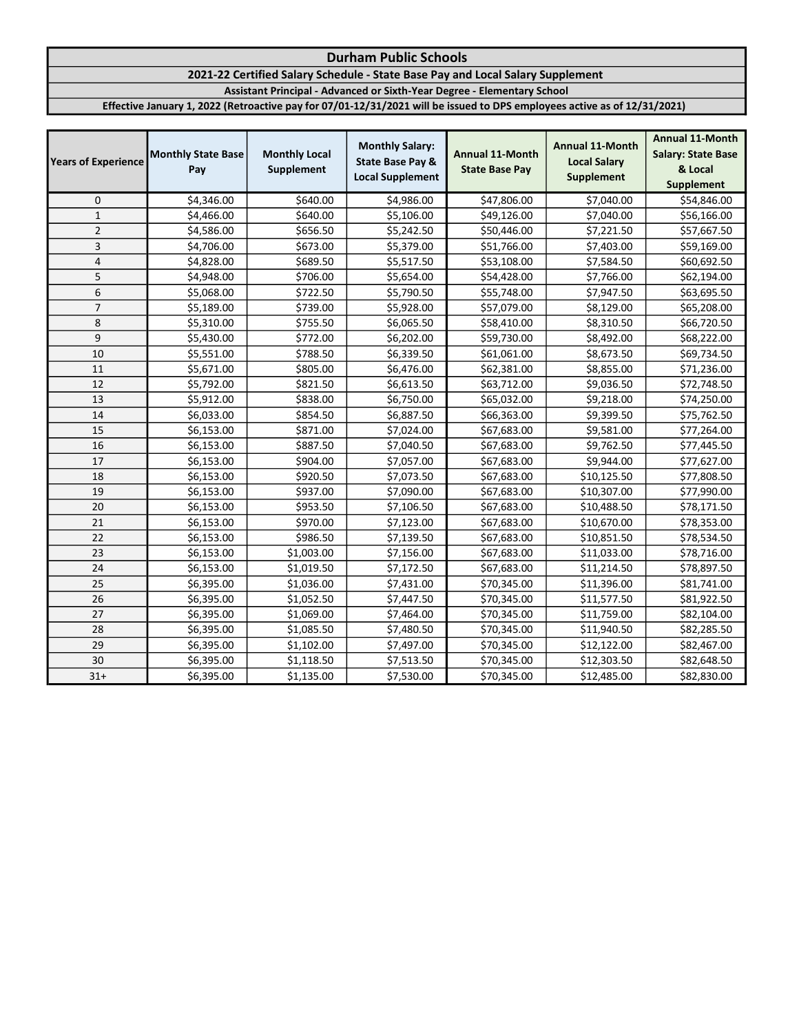# Durham Public Schools

## 2021-22 Certified Salary Schedule - State Base Pay and Local Salary Supplement

### Assistant Principal - Advanced or Sixth-Year Degree - Elementary School

**Effective January 1, 2022 (Retroactive pay for 07/01-12/31/2021 will be issued to DPS employees active as of 12/31/2021)**

| Years of Experience | Monthly State Base Pay | Monthly Local Supplement | Monthly Salary: State Base Pay & Local Supplement | Annual 11-Month State Base Pay | Annual 11-Month Local Salary Supplement | Annual 11-Month Salary: State Base & Local Supplement |
|---|---|---|---|---|---|---|
| 0 | $4,346.00 | $640.00 | $4,986.00 | $47,806.00 | $7,040.00 | $54,846.00 |
| 1 | $4,466.00 | $640.00 | $5,106.00 | $49,126.00 | $7,040.00 | $56,166.00 |
| 2 | $4,586.00 | $656.50 | $5,242.50 | $50,446.00 | $7,221.50 | $57,667.50 |
| 3 | $4,706.00 | $673.00 | $5,379.00 | $51,766.00 | $7,403.00 | $59,169.00 |
| 4 | $4,828.00 | $689.50 | $5,517.50 | $53,108.00 | $7,584.50 | $60,692.50 |
| 5 | $4,948.00 | $706.00 | $5,654.00 | $54,428.00 | $7,766.00 | $62,194.00 |
| 6 | $5,068.00 | $722.50 | $5,790.50 | $55,748.00 | $7,947.50 | $63,695.50 |
| 7 | $5,189.00 | $739.00 | $5,928.00 | $57,079.00 | $8,129.00 | $65,208.00 |
| 8 | $5,310.00 | $755.50 | $6,065.50 | $58,410.00 | $8,310.50 | $66,720.50 |
| 9 | $5,430.00 | $772.00 | $6,202.00 | $59,730.00 | $8,492.00 | $68,222.00 |
| 10 | $5,551.00 | $788.50 | $6,339.50 | $61,061.00 | $8,673.50 | $69,734.50 |
| 11 | $5,671.00 | $805.00 | $6,476.00 | $62,381.00 | $8,855.00 | $71,236.00 |
| 12 | $5,792.00 | $821.50 | $6,613.50 | $63,712.00 | $9,036.50 | $72,748.50 |
| 13 | $5,912.00 | $838.00 | $6,750.00 | $65,032.00 | $9,218.00 | $74,250.00 |
| 14 | $6,033.00 | $854.50 | $6,887.50 | $66,363.00 | $9,399.50 | $75,762.50 |
| 15 | $6,153.00 | $871.00 | $7,024.00 | $67,683.00 | $9,581.00 | $77,264.00 |
| 16 | $6,153.00 | $887.50 | $7,040.50 | $67,683.00 | $9,762.50 | $77,445.50 |
| 17 | $6,153.00 | $904.00 | $7,057.00 | $67,683.00 | $9,944.00 | $77,627.00 |
| 18 | $6,153.00 | $920.50 | $7,073.50 | $67,683.00 | $10,125.50 | $77,808.50 |
| 19 | $6,153.00 | $937.00 | $7,090.00 | $67,683.00 | $10,307.00 | $77,990.00 |
| 20 | $6,153.00 | $953.50 | $7,106.50 | $67,683.00 | $10,488.50 | $78,171.50 |
| 21 | $6,153.00 | $970.00 | $7,123.00 | $67,683.00 | $10,670.00 | $78,353.00 |
| 22 | $6,153.00 | $986.50 | $7,139.50 | $67,683.00 | $10,851.50 | $78,534.50 |
| 23 | $6,153.00 | $1,003.00 | $7,156.00 | $67,683.00 | $11,033.00 | $78,716.00 |
| 24 | $6,153.00 | $1,019.50 | $7,172.50 | $67,683.00 | $11,214.50 | $78,897.50 |
| 25 | $6,395.00 | $1,036.00 | $7,431.00 | $70,345.00 | $11,396.00 | $81,741.00 |
| 26 | $6,395.00 | $1,052.50 | $7,447.50 | $70,345.00 | $11,577.50 | $81,922.50 |
| 27 | $6,395.00 | $1,069.00 | $7,464.00 | $70,345.00 | $11,759.00 | $82,104.00 |
| 28 | $6,395.00 | $1,085.50 | $7,480.50 | $70,345.00 | $11,940.50 | $82,285.50 |
| 29 | $6,395.00 | $1,102.00 | $7,497.00 | $70,345.00 | $12,122.00 | $82,467.00 |
| 30 | $6,395.00 | $1,118.50 | $7,513.50 | $70,345.00 | $12,303.50 | $82,648.50 |
| 31+ | $6,395.00 | $1,135.00 | $7,530.00 | $70,345.00 | $12,485.00 | $82,830.00 |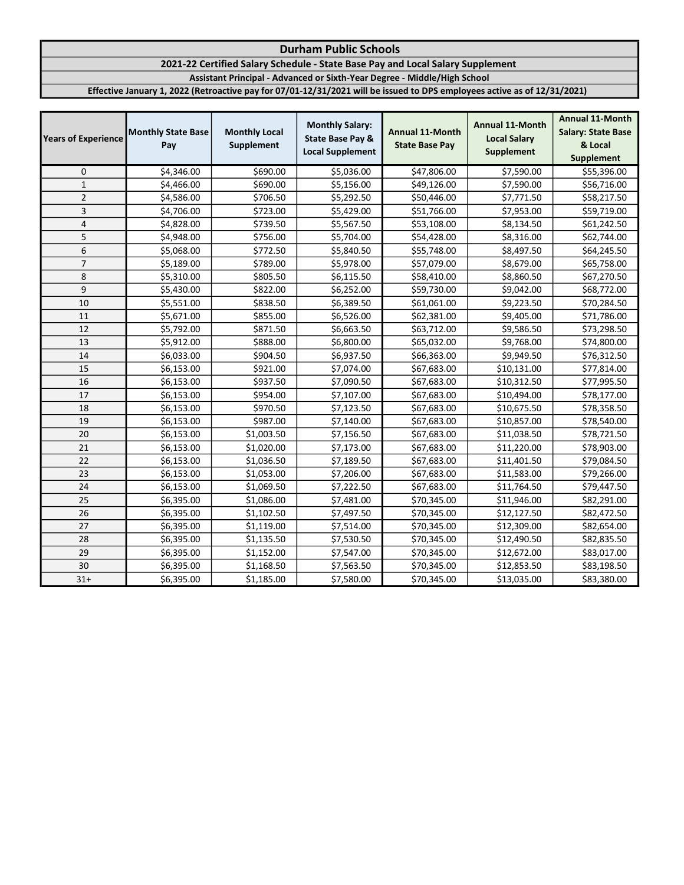# Durham Public Schools

## 2021-22 Certified Salary Schedule - State Base Pay and Local Salary Supplement

### Assistant Principal - Advanced or Sixth-Year Degree - Middle/High School

**Effective January 1, 2022 (Retroactive pay for 07/01-12/31/2021 will be issued to DPS employees active as of 12/31/2021)**

| Years of Experience | Monthly State Base Pay | Monthly Local Supplement | Monthly Salary: State Base Pay & Local Supplement | Annual 11-Month State Base Pay | Annual 11-Month Local Salary Supplement | Annual 11-Month Salary: State Base & Local Supplement |
|---|---|---|---|---|---|---|
| 0 | $4,346.00 | $690.00 | $5,036.00 | $47,806.00 | $7,590.00 | $55,396.00 |
| 1 | $4,466.00 | $690.00 | $5,156.00 | $49,126.00 | $7,590.00 | $56,716.00 |
| 2 | $4,586.00 | $706.50 | $5,292.50 | $50,446.00 | $7,771.50 | $58,217.50 |
| 3 | $4,706.00 | $723.00 | $5,429.00 | $51,766.00 | $7,953.00 | $59,719.00 |
| 4 | $4,828.00 | $739.50 | $5,567.50 | $53,108.00 | $8,134.50 | $61,242.50 |
| 5 | $4,948.00 | $756.00 | $5,704.00 | $54,428.00 | $8,316.00 | $62,744.00 |
| 6 | $5,068.00 | $772.50 | $5,840.50 | $55,748.00 | $8,497.50 | $64,245.50 |
| 7 | $5,189.00 | $789.00 | $5,978.00 | $57,079.00 | $8,679.00 | $65,758.00 |
| 8 | $5,310.00 | $805.50 | $6,115.50 | $58,410.00 | $8,860.50 | $67,270.50 |
| 9 | $5,430.00 | $822.00 | $6,252.00 | $59,730.00 | $9,042.00 | $68,772.00 |
| 10 | $5,551.00 | $838.50 | $6,389.50 | $61,061.00 | $9,223.50 | $70,284.50 |
| 11 | $5,671.00 | $855.00 | $6,526.00 | $62,381.00 | $9,405.00 | $71,786.00 |
| 12 | $5,792.00 | $871.50 | $6,663.50 | $63,712.00 | $9,586.50 | $73,298.50 |
| 13 | $5,912.00 | $888.00 | $6,800.00 | $65,032.00 | $9,768.00 | $74,800.00 |
| 14 | $6,033.00 | $904.50 | $6,937.50 | $66,363.00 | $9,949.50 | $76,312.50 |
| 15 | $6,153.00 | $921.00 | $7,074.00 | $67,683.00 | $10,131.00 | $77,814.00 |
| 16 | $6,153.00 | $937.50 | $7,090.50 | $67,683.00 | $10,312.50 | $77,995.50 |
| 17 | $6,153.00 | $954.00 | $7,107.00 | $67,683.00 | $10,494.00 | $78,177.00 |
| 18 | $6,153.00 | $970.50 | $7,123.50 | $67,683.00 | $10,675.50 | $78,358.50 |
| 19 | $6,153.00 | $987.00 | $7,140.00 | $67,683.00 | $10,857.00 | $78,540.00 |
| 20 | $6,153.00 | $1,003.50 | $7,156.50 | $67,683.00 | $11,038.50 | $78,721.50 |
| 21 | $6,153.00 | $1,020.00 | $7,173.00 | $67,683.00 | $11,220.00 | $78,903.00 |
| 22 | $6,153.00 | $1,036.50 | $7,189.50 | $67,683.00 | $11,401.50 | $79,084.50 |
| 23 | $6,153.00 | $1,053.00 | $7,206.00 | $67,683.00 | $11,583.00 | $79,266.00 |
| 24 | $6,153.00 | $1,069.50 | $7,222.50 | $67,683.00 | $11,764.50 | $79,447.50 |
| 25 | $6,395.00 | $1,086.00 | $7,481.00 | $70,345.00 | $11,946.00 | $82,291.00 |
| 26 | $6,395.00 | $1,102.50 | $7,497.50 | $70,345.00 | $12,127.50 | $82,472.50 |
| 27 | $6,395.00 | $1,119.00 | $7,514.00 | $70,345.00 | $12,309.00 | $82,654.00 |
| 28 | $6,395.00 | $1,135.50 | $7,530.50 | $70,345.00 | $12,490.50 | $82,835.50 |
| 29 | $6,395.00 | $1,152.00 | $7,547.00 | $70,345.00 | $12,672.00 | $83,017.00 |
| 30 | $6,395.00 | $1,168.50 | $7,563.50 | $70,345.00 | $12,853.50 | $83,198.50 |
| 31+ | $6,395.00 | $1,185.00 | $7,580.00 | $70,345.00 | $13,035.00 | $83,380.00 |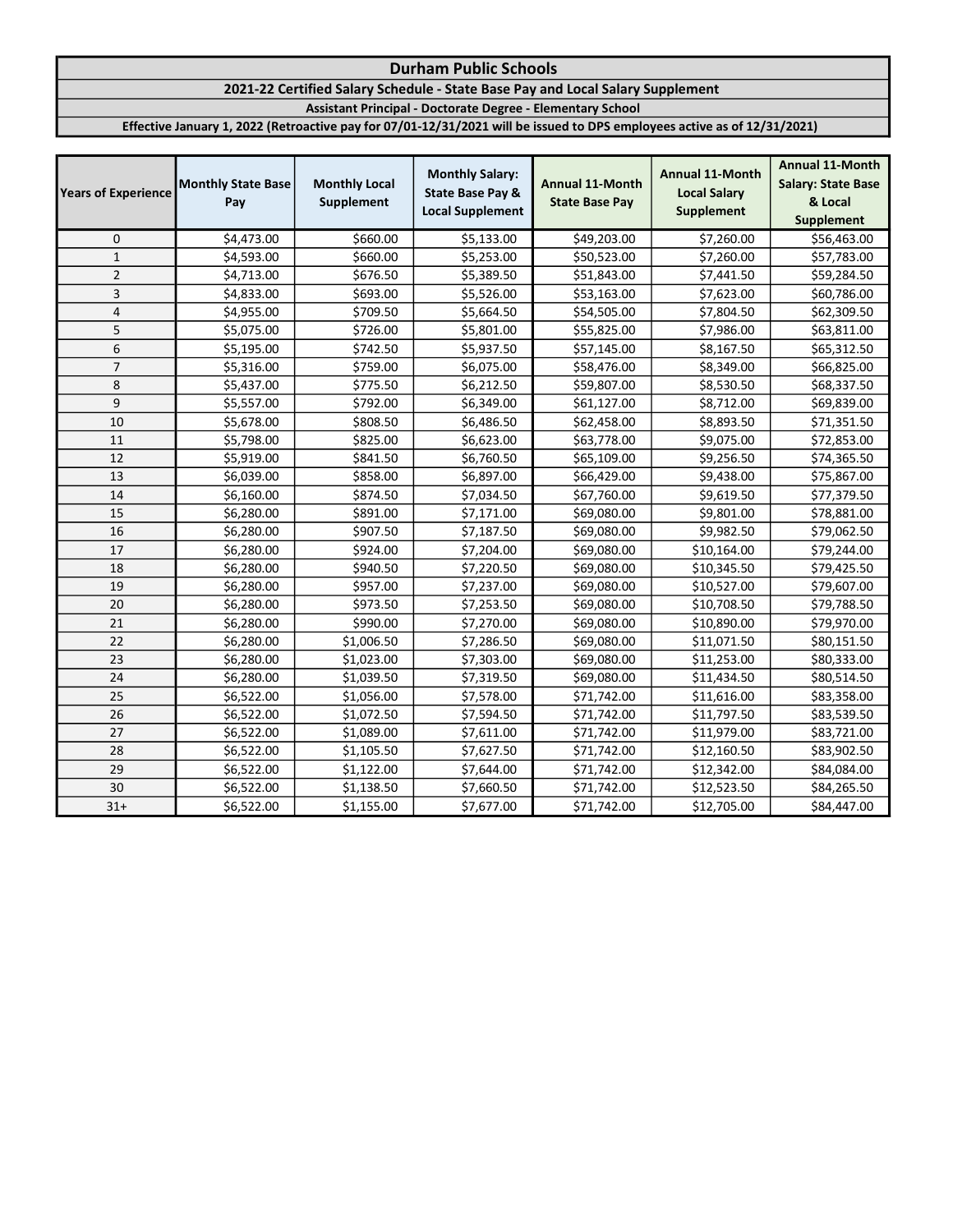# Durham Public Schools

## 2021-22 Certified Salary Schedule - State Base Pay and Local Salary Supplement

### Assistant Principal - Doctorate Degree - Elementary School

**Effective January 1, 2022 (Retroactive pay for 07/01-12/31/2021 will be issued to DPS employees active as of 12/31/2021)**

| Years of Experience | Monthly State Base Pay | Monthly Local Supplement | Monthly Salary: State Base Pay & Local Supplement | Annual 11-Month State Base Pay | Annual 11-Month Local Salary Supplement | Annual 11-Month Salary: State Base & Local Supplement |
|---|---|---|---|---|---|---|
| 0 | $4,473.00 | $660.00 | $5,133.00 | $49,203.00 | $7,260.00 | $56,463.00 |
| 1 | $4,593.00 | $660.00 | $5,253.00 | $50,523.00 | $7,260.00 | $57,783.00 |
| 2 | $4,713.00 | $676.50 | $5,389.50 | $51,843.00 | $7,441.50 | $59,284.50 |
| 3 | $4,833.00 | $693.00 | $5,526.00 | $53,163.00 | $7,623.00 | $60,786.00 |
| 4 | $4,955.00 | $709.50 | $5,664.50 | $54,505.00 | $7,804.50 | $62,309.50 |
| 5 | $5,075.00 | $726.00 | $5,801.00 | $55,825.00 | $7,986.00 | $63,811.00 |
| 6 | $5,195.00 | $742.50 | $5,937.50 | $57,145.00 | $8,167.50 | $65,312.50 |
| 7 | $5,316.00 | $759.00 | $6,075.00 | $58,476.00 | $8,349.00 | $66,825.00 |
| 8 | $5,437.00 | $775.50 | $6,212.50 | $59,807.00 | $8,530.50 | $68,337.50 |
| 9 | $5,557.00 | $792.00 | $6,349.00 | $61,127.00 | $8,712.00 | $69,839.00 |
| 10 | $5,678.00 | $808.50 | $6,486.50 | $62,458.00 | $8,893.50 | $71,351.50 |
| 11 | $5,798.00 | $825.00 | $6,623.00 | $63,778.00 | $9,075.00 | $72,853.00 |
| 12 | $5,919.00 | $841.50 | $6,760.50 | $65,109.00 | $9,256.50 | $74,365.50 |
| 13 | $6,039.00 | $858.00 | $6,897.00 | $66,429.00 | $9,438.00 | $75,867.00 |
| 14 | $6,160.00 | $874.50 | $7,034.50 | $67,760.00 | $9,619.50 | $77,379.50 |
| 15 | $6,280.00 | $891.00 | $7,171.00 | $69,080.00 | $9,801.00 | $78,881.00 |
| 16 | $6,280.00 | $907.50 | $7,187.50 | $69,080.00 | $9,982.50 | $79,062.50 |
| 17 | $6,280.00 | $924.00 | $7,204.00 | $69,080.00 | $10,164.00 | $79,244.00 |
| 18 | $6,280.00 | $940.50 | $7,220.50 | $69,080.00 | $10,345.50 | $79,425.50 |
| 19 | $6,280.00 | $957.00 | $7,237.00 | $69,080.00 | $10,527.00 | $79,607.00 |
| 20 | $6,280.00 | $973.50 | $7,253.50 | $69,080.00 | $10,708.50 | $79,788.50 |
| 21 | $6,280.00 | $990.00 | $7,270.00 | $69,080.00 | $10,890.00 | $79,970.00 |
| 22 | $6,280.00 | $1,006.50 | $7,286.50 | $69,080.00 | $11,071.50 | $80,151.50 |
| 23 | $6,280.00 | $1,023.00 | $7,303.00 | $69,080.00 | $11,253.00 | $80,333.00 |
| 24 | $6,280.00 | $1,039.50 | $7,319.50 | $69,080.00 | $11,434.50 | $80,514.50 |
| 25 | $6,522.00 | $1,056.00 | $7,578.00 | $71,742.00 | $11,616.00 | $83,358.00 |
| 26 | $6,522.00 | $1,072.50 | $7,594.50 | $71,742.00 | $11,797.50 | $83,539.50 |
| 27 | $6,522.00 | $1,089.00 | $7,611.00 | $71,742.00 | $11,979.00 | $83,721.00 |
| 28 | $6,522.00 | $1,105.50 | $7,627.50 | $71,742.00 | $12,160.50 | $83,902.50 |
| 29 | $6,522.00 | $1,122.00 | $7,644.00 | $71,742.00 | $12,342.00 | $84,084.00 |
| 30 | $6,522.00 | $1,138.50 | $7,660.50 | $71,742.00 | $12,523.50 | $84,265.50 |
| 31+ | $6,522.00 | $1,155.00 | $7,677.00 | $71,742.00 | $12,705.00 | $84,447.00 |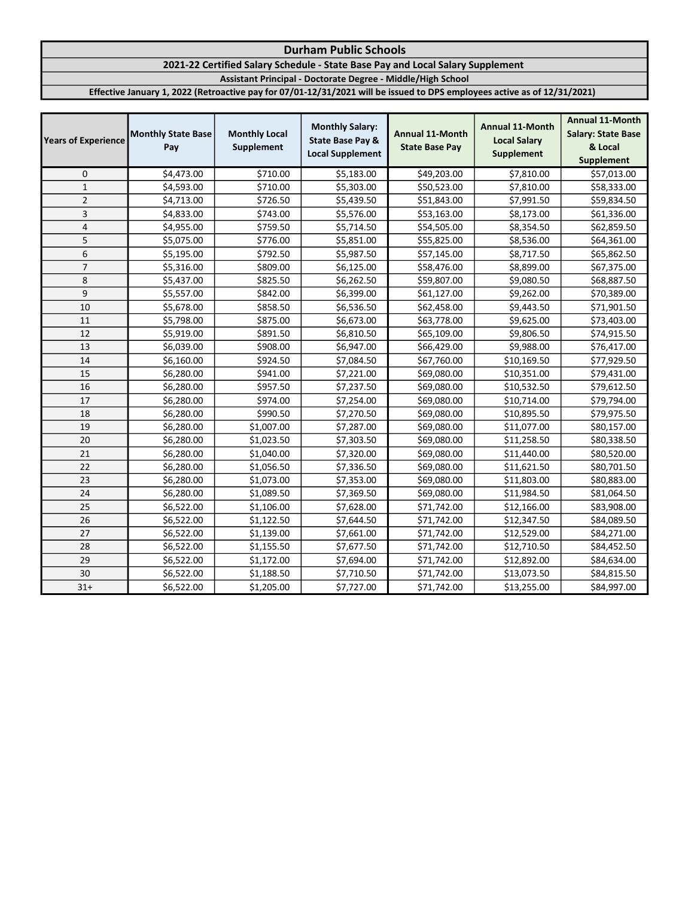# Durham Public Schools

## 2021-22 Certified Salary Schedule - State Base Pay and Local Salary Supplement

### Assistant Principal - Doctorate Degree - Middle/High School

**Effective January 1, 2022 (Retroactive pay for 07/01-12/31/2021 will be issued to DPS employees active as of 12/31/2021)**

| Years of Experience | Monthly State Base Pay | Monthly Local Supplement | Monthly Salary: State Base Pay & Local Supplement | Annual 11-Month State Base Pay | Annual 11-Month Local Salary Supplement | Annual 11-Month Salary: State Base & Local Supplement |
|---|---|---|---|---|---|---|
| 0 | $4,473.00 | $710.00 | $5,183.00 | $49,203.00 | $7,810.00 | $57,013.00 |
| 1 | $4,593.00 | $710.00 | $5,303.00 | $50,523.00 | $7,810.00 | $58,333.00 |
| 2 | $4,713.00 | $726.50 | $5,439.50 | $51,843.00 | $7,991.50 | $59,834.50 |
| 3 | $4,833.00 | $743.00 | $5,576.00 | $53,163.00 | $8,173.00 | $61,336.00 |
| 4 | $4,955.00 | $759.50 | $5,714.50 | $54,505.00 | $8,354.50 | $62,859.50 |
| 5 | $5,075.00 | $776.00 | $5,851.00 | $55,825.00 | $8,536.00 | $64,361.00 |
| 6 | $5,195.00 | $792.50 | $5,987.50 | $57,145.00 | $8,717.50 | $65,862.50 |
| 7 | $5,316.00 | $809.00 | $6,125.00 | $58,476.00 | $8,899.00 | $67,375.00 |
| 8 | $5,437.00 | $825.50 | $6,262.50 | $59,807.00 | $9,080.50 | $68,887.50 |
| 9 | $5,557.00 | $842.00 | $6,399.00 | $61,127.00 | $9,262.00 | $70,389.00 |
| 10 | $5,678.00 | $858.50 | $6,536.50 | $62,458.00 | $9,443.50 | $71,901.50 |
| 11 | $5,798.00 | $875.00 | $6,673.00 | $63,778.00 | $9,625.00 | $73,403.00 |
| 12 | $5,919.00 | $891.50 | $6,810.50 | $65,109.00 | $9,806.50 | $74,915.50 |
| 13 | $6,039.00 | $908.00 | $6,947.00 | $66,429.00 | $9,988.00 | $76,417.00 |
| 14 | $6,160.00 | $924.50 | $7,084.50 | $67,760.00 | $10,169.50 | $77,929.50 |
| 15 | $6,280.00 | $941.00 | $7,221.00 | $69,080.00 | $10,351.00 | $79,431.00 |
| 16 | $6,280.00 | $957.50 | $7,237.50 | $69,080.00 | $10,532.50 | $79,612.50 |
| 17 | $6,280.00 | $974.00 | $7,254.00 | $69,080.00 | $10,714.00 | $79,794.00 |
| 18 | $6,280.00 | $990.50 | $7,270.50 | $69,080.00 | $10,895.50 | $79,975.50 |
| 19 | $6,280.00 | $1,007.00 | $7,287.00 | $69,080.00 | $11,077.00 | $80,157.00 |
| 20 | $6,280.00 | $1,023.50 | $7,303.50 | $69,080.00 | $11,258.50 | $80,338.50 |
| 21 | $6,280.00 | $1,040.00 | $7,320.00 | $69,080.00 | $11,440.00 | $80,520.00 |
| 22 | $6,280.00 | $1,056.50 | $7,336.50 | $69,080.00 | $11,621.50 | $80,701.50 |
| 23 | $6,280.00 | $1,073.00 | $7,353.00 | $69,080.00 | $11,803.00 | $80,883.00 |
| 24 | $6,280.00 | $1,089.50 | $7,369.50 | $69,080.00 | $11,984.50 | $81,064.50 |
| 25 | $6,522.00 | $1,106.00 | $7,628.00 | $71,742.00 | $12,166.00 | $83,908.00 |
| 26 | $6,522.00 | $1,122.50 | $7,644.50 | $71,742.00 | $12,347.50 | $84,089.50 |
| 27 | $6,522.00 | $1,139.00 | $7,661.00 | $71,742.00 | $12,529.00 | $84,271.00 |
| 28 | $6,522.00 | $1,155.50 | $7,677.50 | $71,742.00 | $12,710.50 | $84,452.50 |
| 29 | $6,522.00 | $1,172.00 | $7,694.00 | $71,742.00 | $12,892.00 | $84,634.00 |
| 30 | $6,522.00 | $1,188.50 | $7,710.50 | $71,742.00 | $13,073.50 | $84,815.50 |
| 31+ | $6,522.00 | $1,205.00 | $7,727.00 | $71,742.00 | $13,255.00 | $84,997.00 |